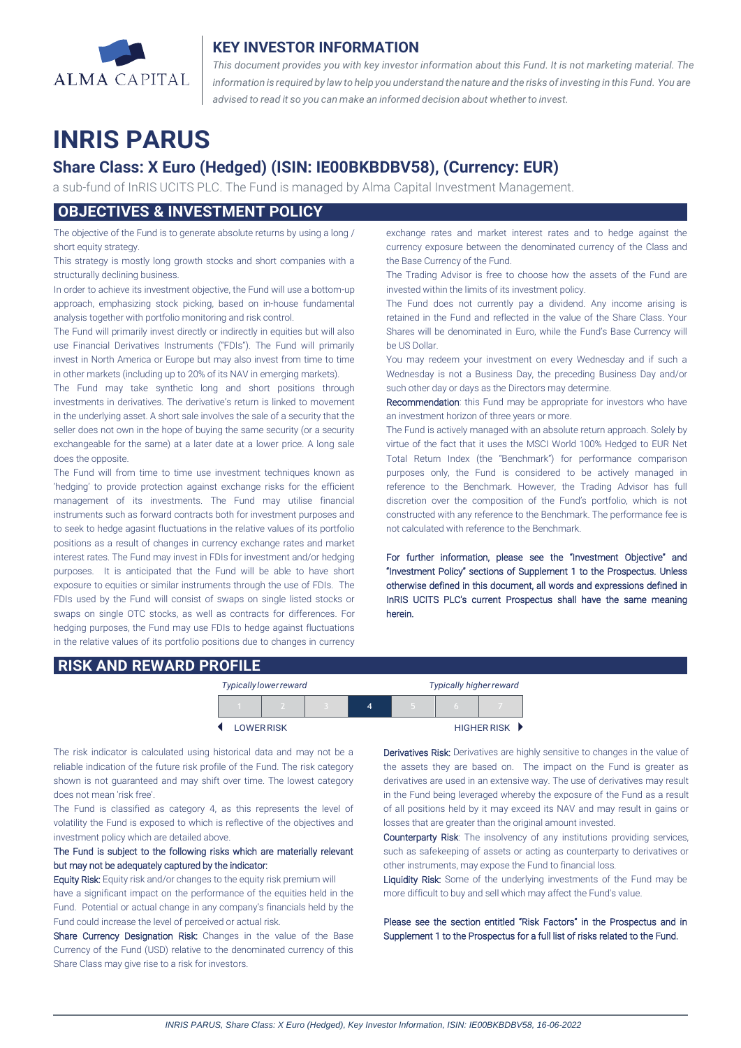ALMA CAPITAL

## KEY INVESTOR INFORMATION

*This document provides you with key investor information about this Fund. It is not marketing material. The information is required by law to help you understand the nature and the risks of investing in this Fund. You are advised to read it so you can make an informed decision about whether to invest.*

# INRIS PARUS

## Share Class: X Euro (Hedged) (ISIN: IE00BKBDBV58), (Currency: EUR)

a sub-fund of InRIS UCITS PLC. The Fund is managed by Alma Capital Investment Management.

## OBJECTIVES & INVESTMENT POLICY

The objective of the Fund is to generate absolute returns by using a long / short equity strategy.

This strategy is mostly long growth stocks and short companies with a structurally declining business.

In order to achieve its investment objective, the Fund will use a bottom-up approach, emphasizing stock picking, based on in-house fundamental analysis together with portfolio monitoring and risk control.

The Fund will primarily invest directly or indirectly in equities but will also use Financial Derivatives Instruments ("FDIs"). The Fund will primarily invest in North America or Europe but may also invest from time to time in other markets (including up to 20% of its NAV in emerging markets).

The Fund may take synthetic long and short positions through investments in derivatives. The derivative's return is linked to movement in the underlying asset. A short sale involves the sale of a security that the seller does not own in the hope of buying the same security (or a security exchangeable for the same) at a later date at a lower price. A long sale does the opposite.

The Fund will from time to time use investment techniques known as 'hedging' to provide protection against exchange risks for the efficient management of its investments. The Fund may utilise financial instruments such as forward contracts both for investment purposes and to seek to hedge agasint fluctuations in the relative values of its portfolio positions as a result of changes in currency exchange rates and market interest rates. The Fund may invest in FDIs for investment and/or hedging purposes. It is anticipated that the Fund will be able to have short exposure to equities or similar instruments through the use of FDIs. The FDIs used by the Fund will consist of swaps on single listed stocks or swaps on single OTC stocks, as well as contracts for differences. For hedging purposes, the Fund may use FDIs to hedge against fluctuations in the relative values of its portfolio positions due to changes in currency exchange rates and market interest rates and to hedge against the currency exposure between the denominated currency of the Class and the Base Currency of the Fund.

The Trading Advisor is free to choose how the assets of the Fund are invested within the limits of its investment policy.

The Fund does not currently pay a dividend. Any income arising is retained in the Fund and reflected in the value of the Share Class. Your Shares will be denominated in Euro, while the Fund's Base Currency will be US Dollar.

You may redeem your investment on every Wednesday and if such a Wednesday is not a Business Day, the preceding Business Day and/or such other day or days as the Directors may determine.

Recommendation: this Fund may be appropriate for investors who have an investment horizon of three years or more.

The Fund is actively managed with an absolute return approach. Solely by virtue of the fact that it uses the MSCI World 100% Hedged to EUR Net Total Return Index (the "Benchmark") for performance comparison purposes only, the Fund is considered to be actively managed in reference to the Benchmark. However, the Trading Advisor has full discretion over the composition of the Fund's portfolio, which is not constructed with any reference to the Benchmark. The performance fee is not calculated with reference to the Benchmark.

For further information, please see the "Investment Objective" and "Investment Policy" sections of Supplement 1 to the Prospectus. Unless otherwise defined in this document, all words and expressions defined in InRIS UCITS PLC's current Prospectus shall have the same meaning herein.

## RISK AND REWARD PROFILE

*Typically lower reward* — *Typically higher reward*

| 1 | 2 | 3 | **4** | 5 | 6 | 7 |
|---|---|---|---|---|---|---|

◄ LOWER RISK — HIGHER RISK ►

The risk indicator is calculated using historical data and may not be a reliable indication of the future risk profile of the Fund. The risk category shown is not guaranteed and may shift over time. The lowest category does not mean 'risk free'.

The Fund is classified as category 4, as this represents the level of volatility the Fund is exposed to which is reflective of the objectives and investment policy which are detailed above.

The Fund is subject to the following risks which are materially relevant but may not be adequately captured by the indicator:

Equity Risk: Equity risk and/or changes to the equity risk premium will have a significant impact on the performance of the equities held in the Fund. Potential or actual change in any company's financials held by the Fund could increase the level of perceived or actual risk.

Share Currency Designation Risk: Changes in the value of the Base Currency of the Fund (USD) relative to the denominated currency of this Share Class may give rise to a risk for investors.

Derivatives Risk: Derivatives are highly sensitive to changes in the value of the assets they are based on. The impact on the Fund is greater as derivatives are used in an extensive way. The use of derivatives may result in the Fund being leveraged whereby the exposure of the Fund as a result of all positions held by it may exceed its NAV and may result in gains or losses that are greater than the original amount invested.

Counterparty Risk: The insolvency of any institutions providing services, such as safekeeping of assets or acting as counterparty to derivatives or other instruments, may expose the Fund to financial loss.

Liquidity Risk: Some of the underlying investments of the Fund may be more difficult to buy and sell which may affect the Fund's value.

Please see the section entitled "Risk Factors" in the Prospectus and in Supplement 1 to the Prospectus for a full list of risks related to the Fund.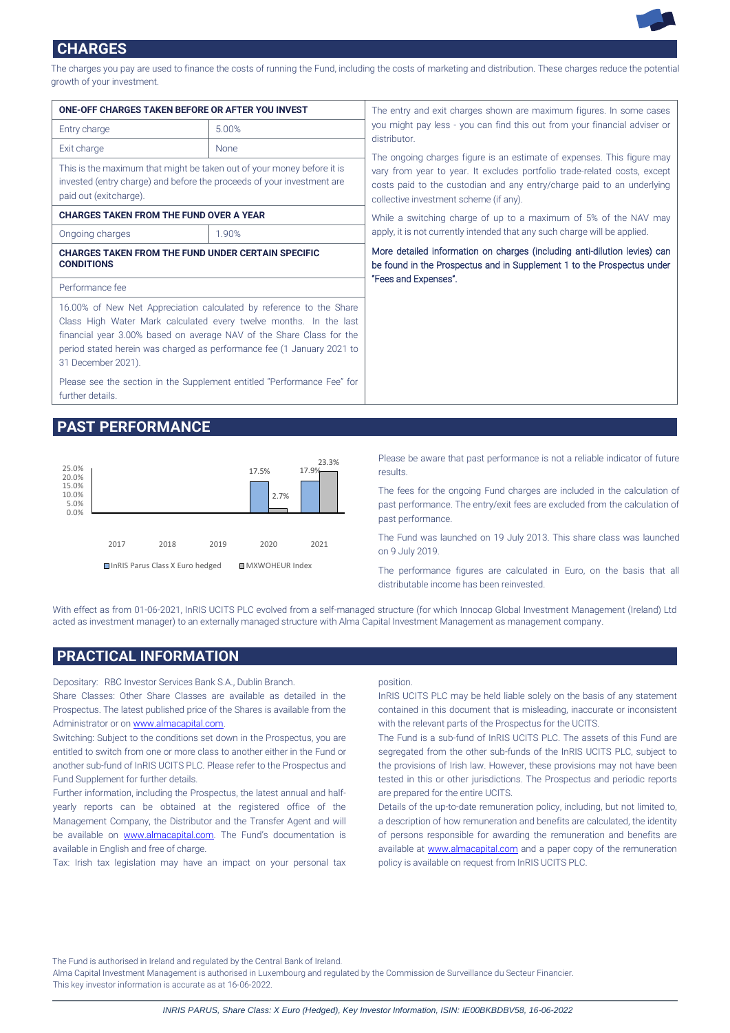## CHARGES

The charges you pay are used to finance the costs of running the Fund, including the costs of marketing and distribution. These charges reduce the potential growth of your investment.

| ONE-OFF CHARGES TAKEN BEFORE OR AFTER YOU INVEST | |
|---|---|
| Entry charge | 5.00% |
| Exit charge | None |
| This is the maximum that might be taken out of your money before it is invested (entry charge) and before the proceeds of your investment are paid out (exitcharge). | |
| **CHARGES TAKEN FROM THE FUND OVER A YEAR** | |
| Ongoing charges | 1.90% |
| **CHARGES TAKEN FROM THE FUND UNDER CERTAIN SPECIFIC CONDITIONS** | |
| Performance fee | |
| 16.00% of New Net Appreciation calculated by reference to the Share Class High Water Mark calculated every twelve months. In the last financial year 3.00% based on average NAV of the Share Class for the period stated herein was charged as performance fee (1 January 2021 to 31 December 2021). Please see the section in the Supplement entitled "Performance Fee" for further details. | |

The entry and exit charges shown are maximum figures. In some cases you might pay less - you can find this out from your financial adviser or distributor.

The ongoing charges figure is an estimate of expenses. This figure may vary from year to year. It excludes portfolio trade-related costs, except costs paid to the custodian and any entry/charge paid to an underlying collective investment scheme (if any).

While a switching charge of up to a maximum of 5% of the NAV may apply, it is not currently intended that any such charge will be applied.

More detailed information on charges (including anti-dilution levies) can be found in the Prospectus and in Supplement 1 to the Prospectus under "Fees and Expenses".

## PAST PERFORMANCE

25.0%
20.0%
15.0%
10.0%
5.0%
0.0%

17.5%
2.7%
17.9%
23.3%

2017 2018 2019 2020 2021

InRIS Parus Class X Euro hedged
MXWOHEUR Index

Please be aware that past performance is not a reliable indicator of future results.

The fees for the ongoing Fund charges are included in the calculation of past performance. The entry/exit fees are excluded from the calculation of past performance.

The Fund was launched on 19 July 2013. This share class was launched on 9 July 2019.

The performance figures are calculated in Euro, on the basis that all distributable income has been reinvested.

With effect as from 01-06-2021, InRIS UCITS PLC evolved from a self-managed structure (for which Innocap Global Investment Management (Ireland) Ltd acted as investment manager) to an externally managed structure with Alma Capital Investment Management as management company.

## PRACTICAL INFORMATION

Depositary: RBC Investor Services Bank S.A., Dublin Branch.

Share Classes: Other Share Classes are available as detailed in the Prospectus. The latest published price of the Shares is available from the Administrator or on www.almacapital.com.

Switching: Subject to the conditions set down in the Prospectus, you are entitled to switch from one or more class to another either in the Fund or another sub-fund of InRIS UCITS PLC. Please refer to the Prospectus and Fund Supplement for further details.

Further information, including the Prospectus, the latest annual and half-yearly reports can be obtained at the registered office of the Management Company, the Distributor and the Transfer Agent and will be available on www.almacapital.com. The Fund's documentation is available in English and free of charge.

Tax: Irish tax legislation may have an impact on your personal tax position.

InRIS UCITS PLC may be held liable solely on the basis of any statement contained in this document that is misleading, inaccurate or inconsistent with the relevant parts of the Prospectus for the UCITS.

The Fund is a sub-fund of InRIS UCITS PLC. The assets of this Fund are segregated from the other sub-funds of the InRIS UCITS PLC, subject to the provisions of Irish law. However, these provisions may not have been tested in this or other jurisdictions. The Prospectus and periodic reports are prepared for the entire UCITS.

Details of the up-to-date remuneration policy, including, but not limited to, a description of how remuneration and benefits are calculated, the identity of persons responsible for awarding the remuneration and benefits are available at www.almacapital.com and a paper copy of the remuneration policy is available on request from InRIS UCITS PLC.

The Fund is authorised in Ireland and regulated by the Central Bank of Ireland.
Alma Capital Investment Management is authorised in Luxembourg and regulated by the Commission de Surveillance du Secteur Financier.
This key investor information is accurate as at 16-06-2022.